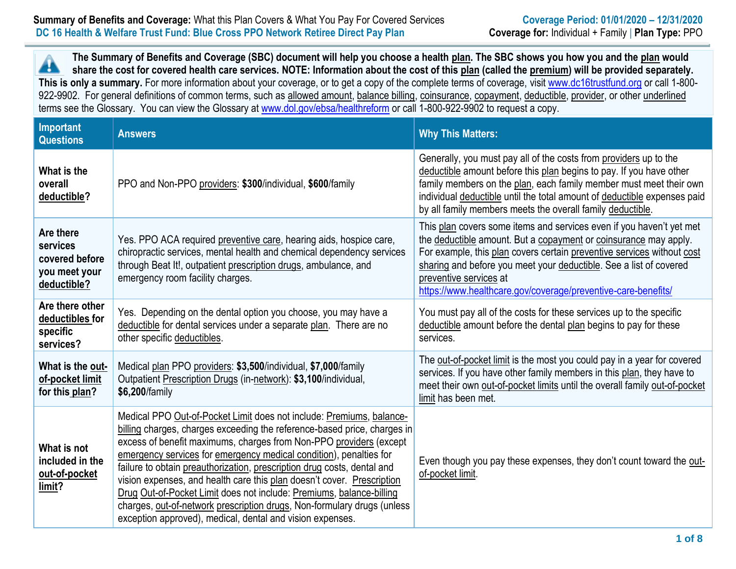**Summary of Benefits and Coverage:** What this Plan Covers & What You Pay For Covered Services
**DC 16 Health & Welfare Trust Fund: Blue Cross PPO Network Retiree Direct Pay Plan**

**Coverage Period: 01/01/2020 – 12/31/2020**
**Coverage for:** Individual + Family | **Plan Type:** PPO

**The Summary of Benefits and Coverage (SBC) document will help you choose a health plan. The SBC shows you how you and the plan would share the cost for covered health care services. NOTE: Information about the cost of this plan (called the premium) will be provided separately. This is only a summary.** For more information about your coverage, or to get a copy of the complete terms of coverage, visit www.dc16trustfund.org or call 1-800-922-9902. For general definitions of common terms, such as allowed amount, balance billing, coinsurance, copayment, deductible, provider, or other underlined terms see the Glossary. You can view the Glossary at www.dol.gov/ebsa/healthreform or call 1-800-922-9902 to request a copy.

| Important Questions | Answers | Why This Matters: |
|---|---|---|
| **What is the overall deductible?** | PPO and Non-PPO providers: **$300**/individual, **$600**/family | Generally, you must pay all of the costs from providers up to the deductible amount before this plan begins to pay. If you have other family members on the plan, each family member must meet their own individual deductible until the total amount of deductible expenses paid by all family members meets the overall family deductible. |
| **Are there services covered before you meet your deductible?** | Yes. PPO ACA required preventive care, hearing aids, hospice care, chiropractic services, mental health and chemical dependency services through Beat It!, outpatient prescription drugs, ambulance, and emergency room facility charges. | This plan covers some items and services even if you haven't yet met the deductible amount. But a copayment or coinsurance may apply. For example, this plan covers certain preventive services without cost sharing and before you meet your deductible. See a list of covered preventive services at https://www.healthcare.gov/coverage/preventive-care-benefits/ |
| **Are there other deductibles for specific services?** | Yes. Depending on the dental option you choose, you may have a deductible for dental services under a separate plan. There are no other specific deductibles. | You must pay all of the costs for these services up to the specific deductible amount before the dental plan begins to pay for these services. |
| **What is the out-of-pocket limit for this plan?** | Medical plan PPO providers: **$3,500**/individual, **$7,000**/family<br>Outpatient Prescription Drugs (in-network): **$3,100**/individual, **$6,200**/family | The out-of-pocket limit is the most you could pay in a year for covered services. If you have other family members in this plan, they have to meet their own out-of-pocket limits until the overall family out-of-pocket limit has been met. |
| **What is not included in the out-of-pocket limit?** | Medical PPO Out-of-Pocket Limit does not include: Premiums, balance-billing charges, charges exceeding the reference-based price, charges in excess of benefit maximums, charges from Non-PPO providers (except emergency services for emergency medical condition), penalties for failure to obtain preauthorization, prescription drug costs, dental and vision expenses, and health care this plan doesn't cover. Prescription Drug Out-of-Pocket Limit does not include: Premiums, balance-billing charges, out-of-network prescription drugs, Non-formulary drugs (unless exception approved), medical, dental and vision expenses. | Even though you pay these expenses, they don't count toward the out-of-pocket limit. |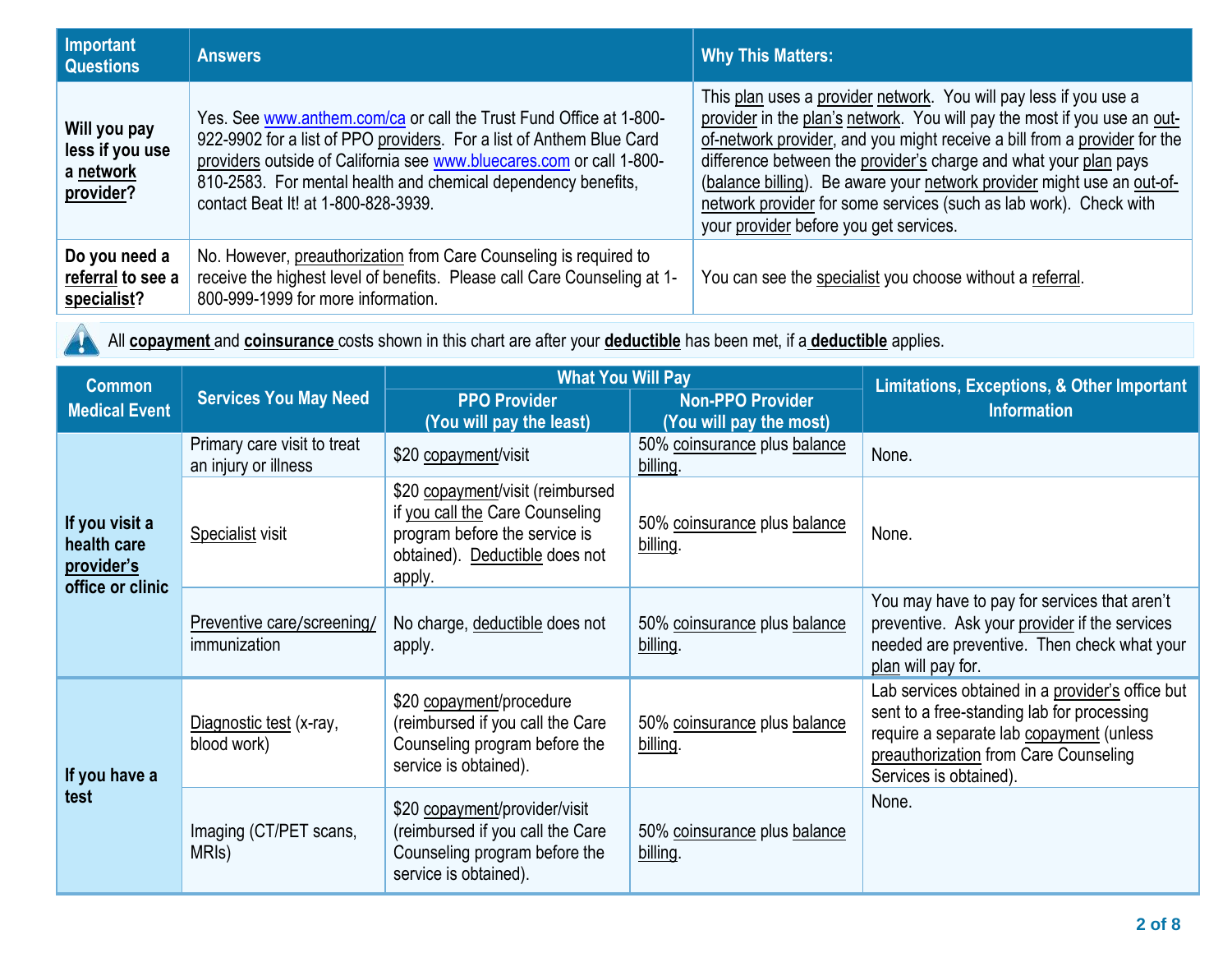| Important Questions | Answers | Why This Matters: |
|---|---|---|
| **Will you pay less if you use a network provider?** | Yes. See www.anthem.com/ca or call the Trust Fund Office at 1-800-922-9902 for a list of PPO providers. For a list of Anthem Blue Card providers outside of California see www.bluecares.com or call 1-800-810-2583. For mental health and chemical dependency benefits, contact Beat It! at 1-800-828-3939. | This plan uses a provider network. You will pay less if you use a provider in the plan's network. You will pay the most if you use an out-of-network provider, and you might receive a bill from a provider for the difference between the provider's charge and what your plan pays (balance billing). Be aware your network provider might use an out-of-network provider for some services (such as lab work). Check with your provider before you get services. |
| **Do you need a referral to see a specialist?** | No. However, preauthorization from Care Counseling is required to receive the highest level of benefits. Please call Care Counseling at 1-800-999-1999 for more information. | You can see the specialist you choose without a referral. |

All **copayment** and **coinsurance** costs shown in this chart are after your **deductible** has been met, if a **deductible** applies.

| Common Medical Event | Services You May Need | What You Will Pay | | Limitations, Exceptions, & Other Important Information |
|---|---|---|---|---|
| | | PPO Provider (You will pay the least) | Non-PPO Provider (You will pay the most) | |
| If you visit a health care provider's office or clinic | Primary care visit to treat an injury or illness | $20 copayment/visit | 50% coinsurance plus balance billing. | None. |
| | Specialist visit | $20 copayment/visit (reimbursed if you call the Care Counseling program before the service is obtained). Deductible does not apply. | 50% coinsurance plus balance billing. | None. |
| | Preventive care/screening/ immunization | No charge, deductible does not apply. | 50% coinsurance plus balance billing. | You may have to pay for services that aren't preventive. Ask your provider if the services needed are preventive. Then check what your plan will pay for. |
| If you have a test | Diagnostic test (x-ray, blood work) | $20 copayment/procedure (reimbursed if you call the Care Counseling program before the service is obtained). | 50% coinsurance plus balance billing. | Lab services obtained in a provider's office but sent to a free-standing lab for processing require a separate lab copayment (unless preauthorization from Care Counseling Services is obtained). |
| | Imaging (CT/PET scans, MRIs) | $20 copayment/provider/visit (reimbursed if you call the Care Counseling program before the service is obtained). | 50% coinsurance plus balance billing. | None. |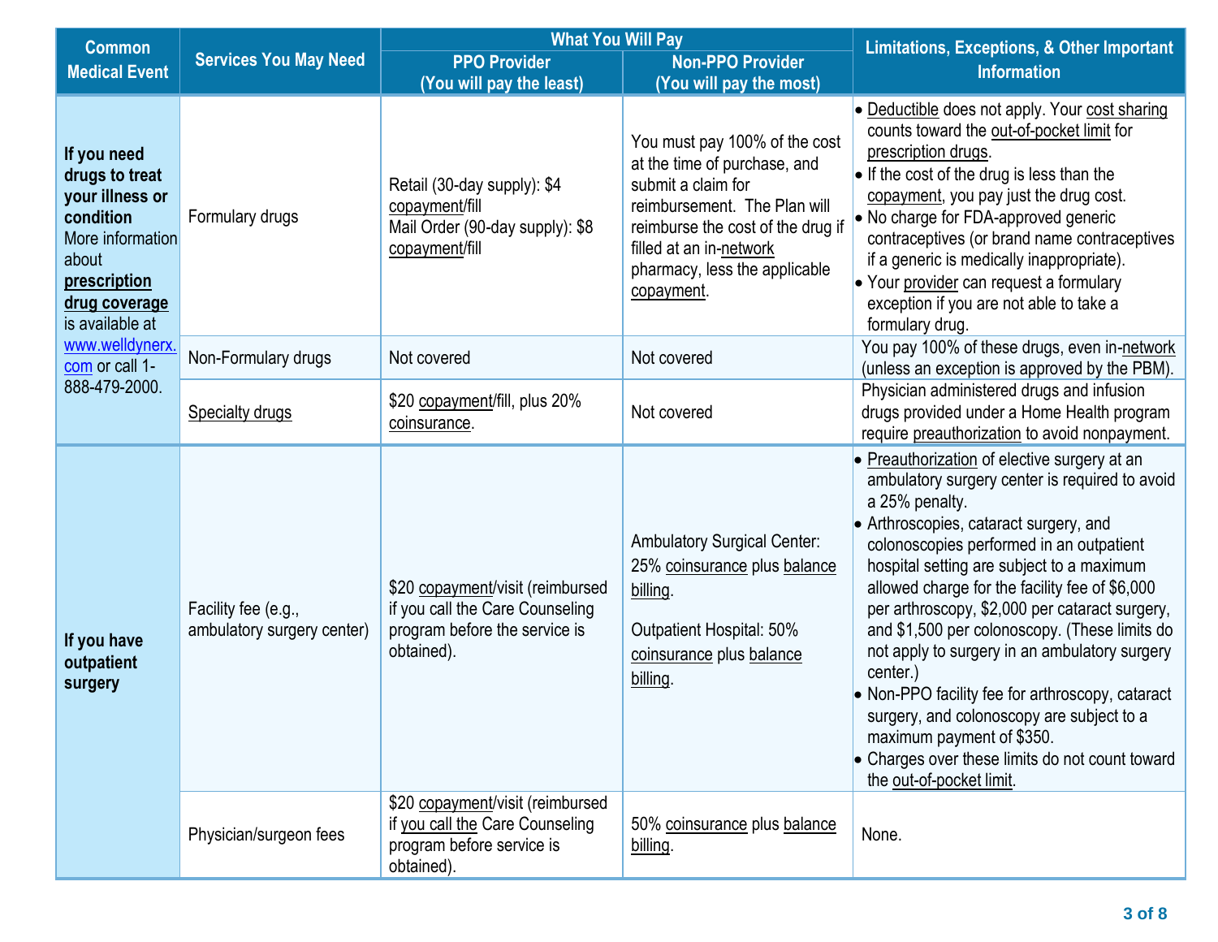| Common Medical Event | Services You May Need | What You Will Pay | | Limitations, Exceptions, & Other Important Information |
|---|---|---|---|---|
| | | PPO Provider (You will pay the least) | Non-PPO Provider (You will pay the most) | |
| **If you need drugs to treat your illness or condition** More information about **prescription drug coverage** is available at www.welldynerx.com or call 1-888-479-2000. | Formulary drugs | Retail (30-day supply): $4 copayment/fill<br>Mail Order (90-day supply): $8 copayment/fill | You must pay 100% of the cost at the time of purchase, and submit a claim for reimbursement. The Plan will reimburse the cost of the drug if filled at an in-network pharmacy, less the applicable copayment. | • Deductible does not apply. Your cost sharing counts toward the out-of-pocket limit for prescription drugs.<br>• If the cost of the drug is less than the copayment, you pay just the drug cost.<br>• No charge for FDA-approved generic contraceptives (or brand name contraceptives if a generic is medically inappropriate).<br>• Your provider can request a formulary exception if you are not able to take a formulary drug. |
| | Non-Formulary drugs | Not covered | Not covered | You pay 100% of these drugs, even in-network (unless an exception is approved by the PBM). |
| | Specialty drugs | $20 copayment/fill, plus 20% coinsurance. | Not covered | Physician administered drugs and infusion drugs provided under a Home Health program require preauthorization to avoid nonpayment. |
| **If you have outpatient surgery** | Facility fee (e.g., ambulatory surgery center) | $20 copayment/visit (reimbursed if you call the Care Counseling program before the service is obtained). | Ambulatory Surgical Center: 25% coinsurance plus balance billing.<br><br>Outpatient Hospital: 50% coinsurance plus balance billing. | • Preauthorization of elective surgery at an ambulatory surgery center is required to avoid a 25% penalty.<br>• Arthroscopies, cataract surgery, and colonoscopies performed in an outpatient hospital setting are subject to a maximum allowed charge for the facility fee of $6,000 per arthroscopy, $2,000 per cataract surgery, and $1,500 per colonoscopy. (These limits do not apply to surgery in an ambulatory surgery center.)<br>• Non-PPO facility fee for arthroscopy, cataract surgery, and colonoscopy are subject to a maximum payment of $350.<br>• Charges over these limits do not count toward the out-of-pocket limit. |
| | Physician/surgeon fees | $20 copayment/visit (reimbursed if you call the Care Counseling program before service is obtained). | 50% coinsurance plus balance billing. | None. |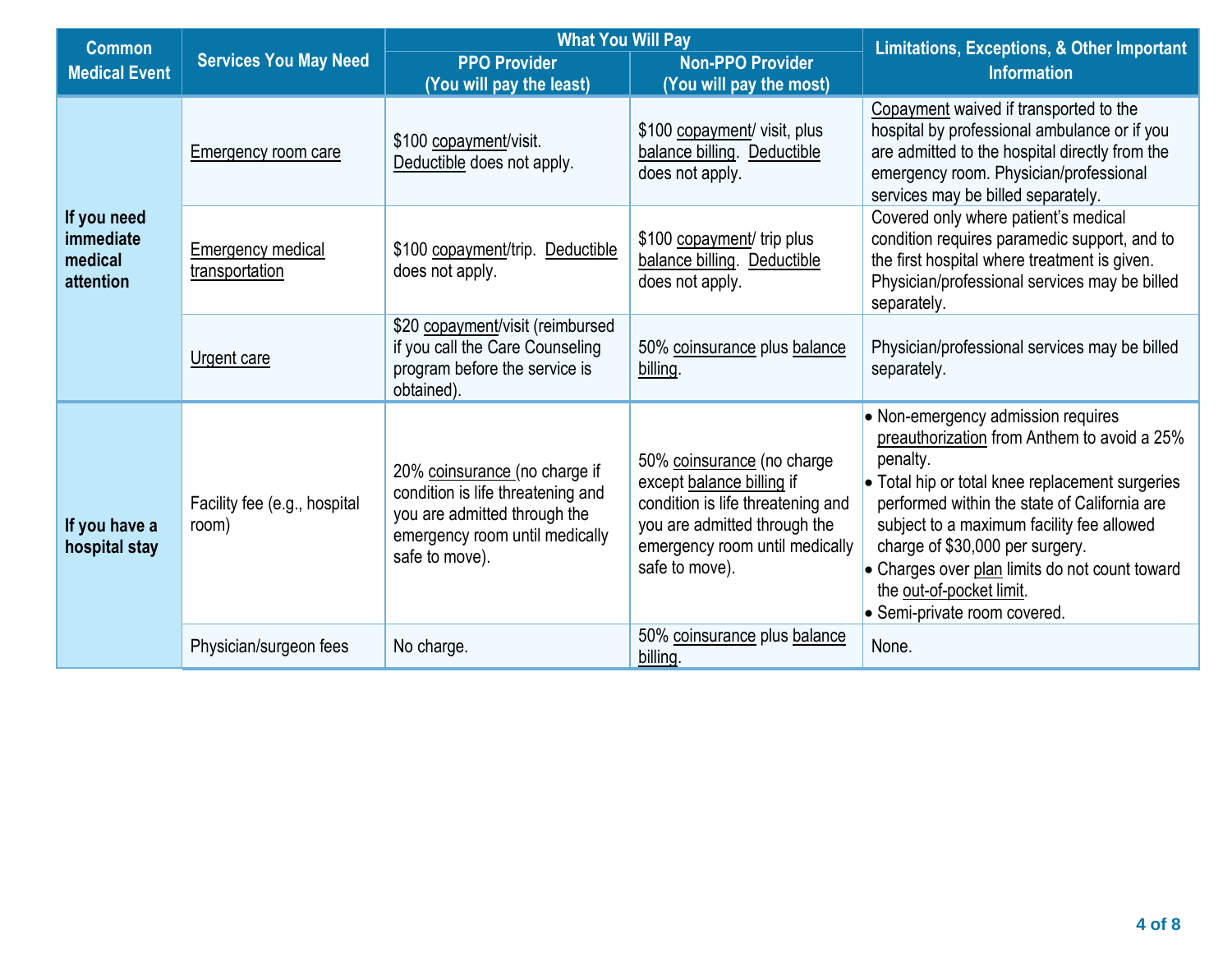| Common Medical Event | Services You May Need | What You Will Pay | | Limitations, Exceptions, & Other Important Information |
|---|---|---|---|---|
| | | PPO Provider (You will pay the least) | Non-PPO Provider (You will pay the most) | |
| **If you need immediate medical attention** | Emergency room care | $100 copayment/visit. Deductible does not apply. | $100 copayment/ visit, plus balance billing. Deductible does not apply. | Copayment waived if transported to the hospital by professional ambulance or if you are admitted to the hospital directly from the emergency room. Physician/professional services may be billed separately. |
| | Emergency medical transportation | $100 copayment/trip. Deductible does not apply. | $100 copayment/ trip plus balance billing. Deductible does not apply. | Covered only where patient's medical condition requires paramedic support, and to the first hospital where treatment is given. Physician/professional services may be billed separately. |
| | Urgent care | $20 copayment/visit (reimbursed if you call the Care Counseling program before the service is obtained). | 50% coinsurance plus balance billing. | Physician/professional services may be billed separately. |
| **If you have a hospital stay** | Facility fee (e.g., hospital room) | 20% coinsurance (no charge if condition is life threatening and you are admitted through the emergency room until medically safe to move). | 50% coinsurance (no charge except balance billing if condition is life threatening and you are admitted through the emergency room until medically safe to move). | • Non-emergency admission requires preauthorization from Anthem to avoid a 25% penalty.<br>• Total hip or total knee replacement surgeries performed within the state of California are subject to a maximum facility fee allowed charge of $30,000 per surgery.<br>• Charges over plan limits do not count toward the out-of-pocket limit.<br>• Semi-private room covered. |
| | Physician/surgeon fees | No charge. | 50% coinsurance plus balance billing. | None. |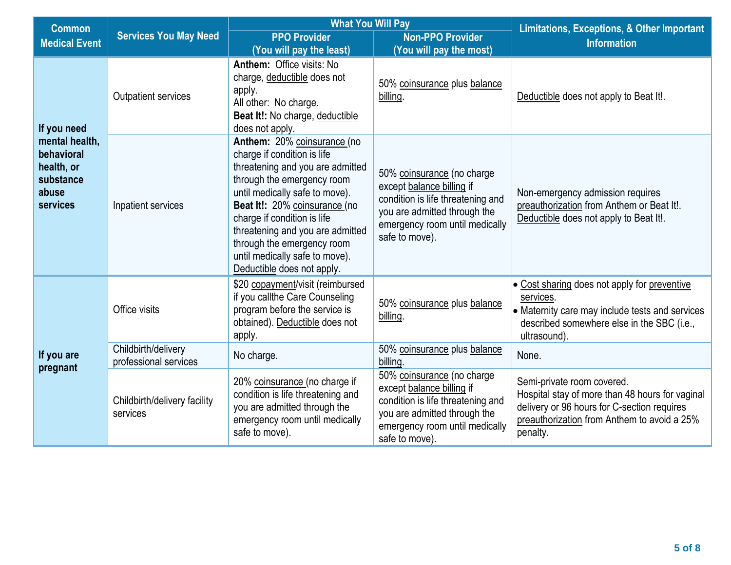| Common Medical Event | Services You May Need | What You Will Pay | | Limitations, Exceptions, & Other Important Information |
|---|---|---|---|---|
| | | PPO Provider (You will pay the least) | Non-PPO Provider (You will pay the most) | |
| If you need mental health, behavioral health, or substance abuse services | Outpatient services | **Anthem:** Office visits: No charge, deductible does not apply. All other: No charge. **Beat It!:** No charge, deductible does not apply. | 50% coinsurance plus balance billing. | Deductible does not apply to Beat It!. |
| | Inpatient services | **Anthem:** 20% coinsurance (no charge if condition is life threatening and you are admitted through the emergency room until medically safe to move). **Beat It!:** 20% coinsurance (no charge if condition is life threatening and you are admitted through the emergency room until medically safe to move). Deductible does not apply. | 50% coinsurance (no charge except balance billing if condition is life threatening and you are admitted through the emergency room until medically safe to move). | Non-emergency admission requires preauthorization from Anthem or Beat It!. Deductible does not apply to Beat It!. |
| If you are pregnant | Office visits | $20 copayment/visit (reimbursed if you callthe Care Counseling program before the service is obtained). Deductible does not apply. | 50% coinsurance plus balance billing. | • Cost sharing does not apply for preventive services.<br>• Maternity care may include tests and services described somewhere else in the SBC (i.e., ultrasound). |
| | Childbirth/delivery professional services | No charge. | 50% coinsurance plus balance billing. | None. |
| | Childbirth/delivery facility services | 20% coinsurance (no charge if condition is life threatening and you are admitted through the emergency room until medically safe to move). | 50% coinsurance (no charge except balance billing if condition is life threatening and you are admitted through the emergency room until medically safe to move). | Semi-private room covered. Hospital stay of more than 48 hours for vaginal delivery or 96 hours for C-section requires preauthorization from Anthem to avoid a 25% penalty. |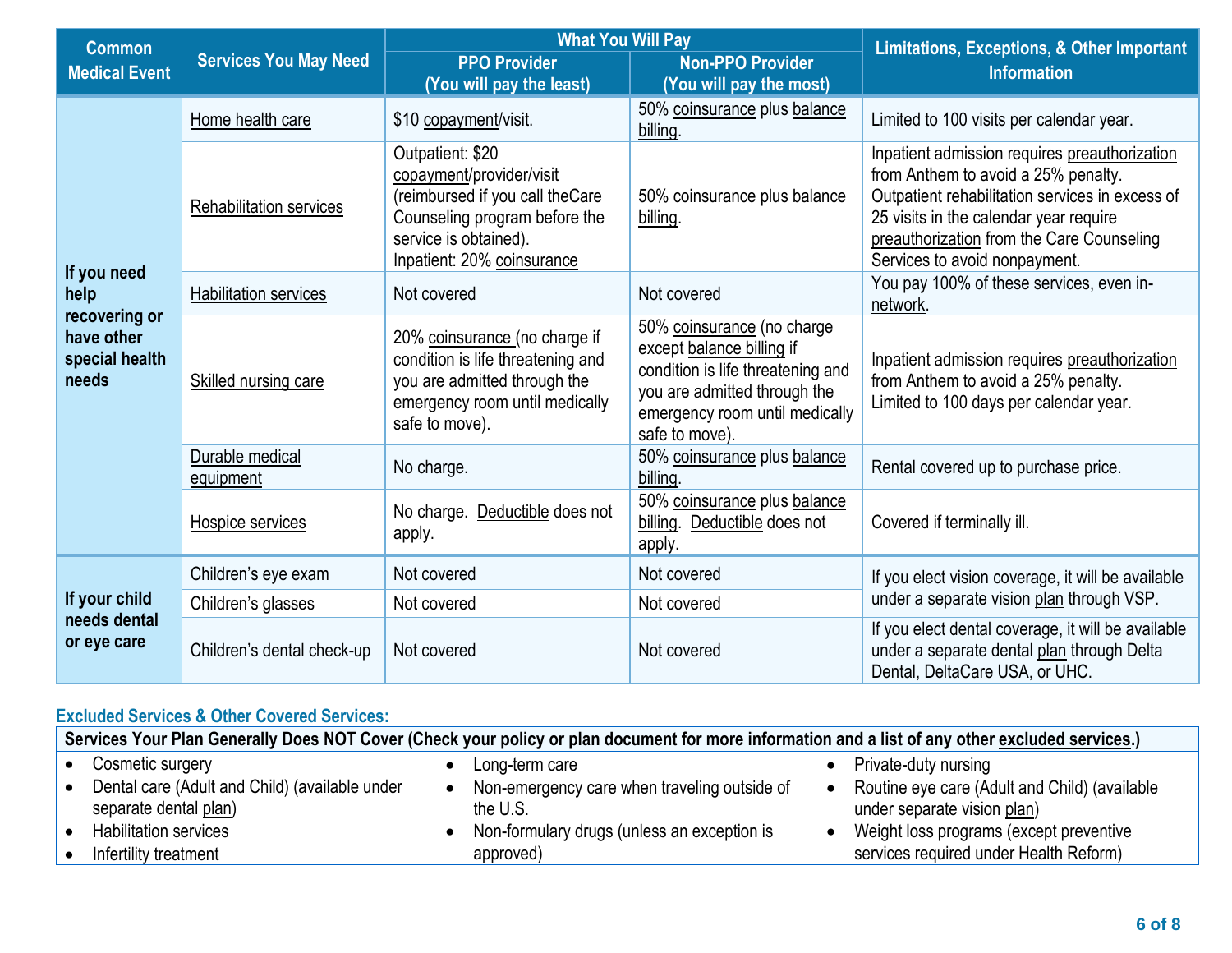| Common Medical Event | Services You May Need | What You Will Pay | | Limitations, Exceptions, & Other Important Information |
|---|---|---|---|---|
| | | PPO Provider (You will pay the least) | Non-PPO Provider (You will pay the most) | |
| If you need help recovering or have other special health needs | Home health care | $10 copayment/visit. | 50% coinsurance plus balance billing. | Limited to 100 visits per calendar year. |
| | Rehabilitation services | Outpatient: $20 copayment/provider/visit (reimbursed if you call theCare Counseling program before the service is obtained). Inpatient: 20% coinsurance | 50% coinsurance plus balance billing. | Inpatient admission requires preauthorization from Anthem to avoid a 25% penalty. Outpatient rehabilitation services in excess of 25 visits in the calendar year require preauthorization from the Care Counseling Services to avoid nonpayment. |
| | Habilitation services | Not covered | Not covered | You pay 100% of these services, even in-network. |
| | Skilled nursing care | 20% coinsurance (no charge if condition is life threatening and you are admitted through the emergency room until medically safe to move). | 50% coinsurance (no charge except balance billing if condition is life threatening and you are admitted through the emergency room until medically safe to move). | Inpatient admission requires preauthorization from Anthem to avoid a 25% penalty. Limited to 100 days per calendar year. |
| | Durable medical equipment | No charge. | 50% coinsurance plus balance billing. | Rental covered up to purchase price. |
| | Hospice services | No charge. Deductible does not apply. | 50% coinsurance plus balance billing. Deductible does not apply. | Covered if terminally ill. |
| If your child needs dental or eye care | Children's eye exam | Not covered | Not covered | If you elect vision coverage, it will be available under a separate vision plan through VSP. |
| | Children's glasses | Not covered | Not covered | |
| | Children's dental check-up | Not covered | Not covered | If you elect dental coverage, it will be available under a separate dental plan through Delta Dental, DeltaCare USA, or UHC. |

### Excluded Services & Other Covered Services:

**Services Your Plan Generally Does NOT Cover (Check your policy or plan document for more information and a list of any other excluded services.)**

- Cosmetic surgery
- Dental care (Adult and Child) (available under separate dental plan)
- Habilitation services
- Infertility treatment
- Long-term care
- Non-emergency care when traveling outside of the U.S.
- Non-formulary drugs (unless an exception is approved)
- Private-duty nursing
- Routine eye care (Adult and Child) (available under separate vision plan)
- Weight loss programs (except preventive services required under Health Reform)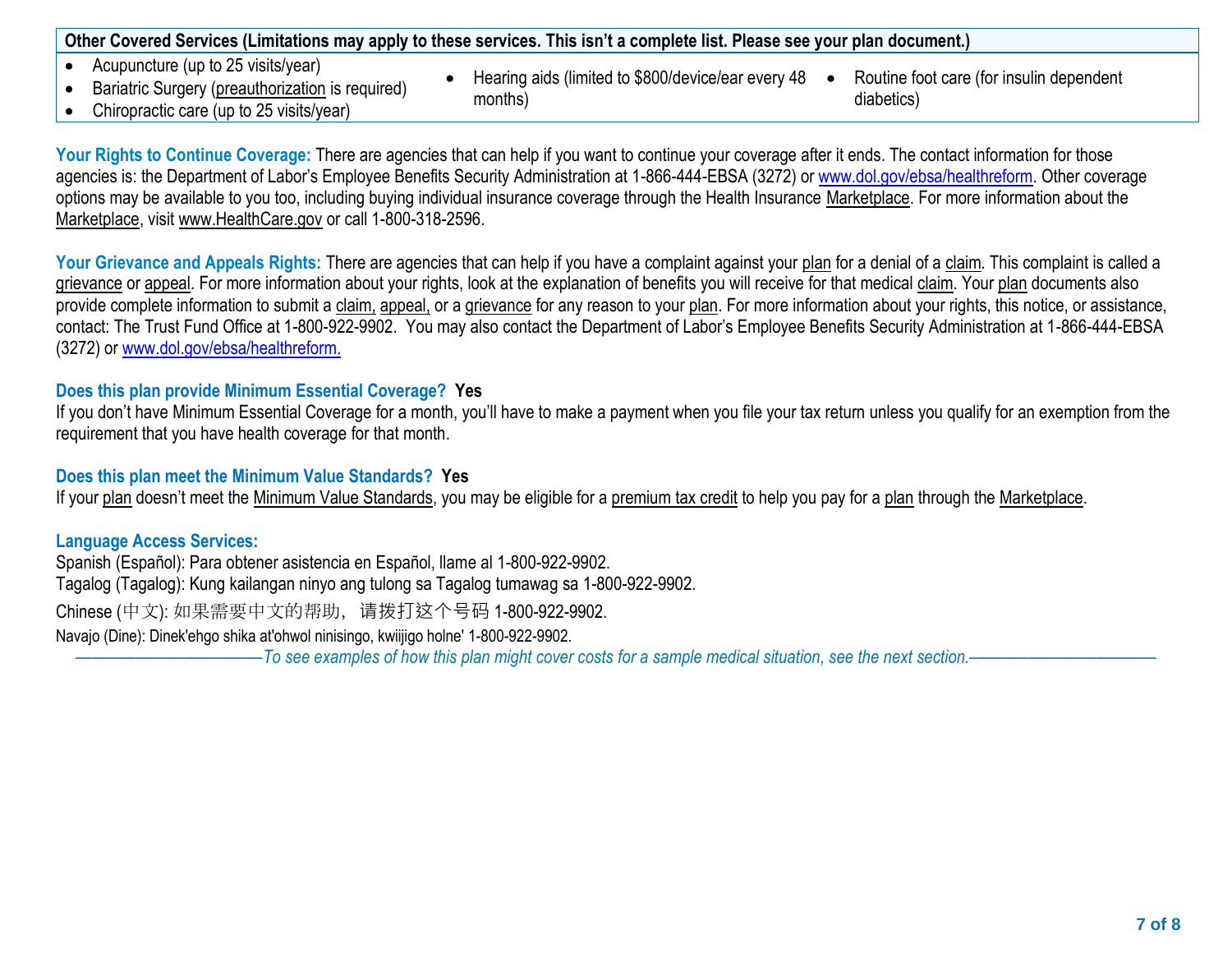| Other Covered Services (Limitations may apply to these services. This isn't a complete list. Please see your plan document.) | | |
|---|---|---|
| • Acupuncture (up to 25 visits/year)<br>• Bariatric Surgery (preauthorization is required)<br>• Chiropractic care (up to 25 visits/year) | • Hearing aids (limited to $800/device/ear every 48 months) | • Routine foot care (for insulin dependent diabetics) |

**Your Rights to Continue Coverage:** There are agencies that can help if you want to continue your coverage after it ends. The contact information for those agencies is: the Department of Labor's Employee Benefits Security Administration at 1-866-444-EBSA (3272) or www.dol.gov/ebsa/healthreform. Other coverage options may be available to you too, including buying individual insurance coverage through the Health Insurance Marketplace. For more information about the Marketplace, visit www.HealthCare.gov or call 1-800-318-2596.

**Your Grievance and Appeals Rights:** There are agencies that can help if you have a complaint against your plan for a denial of a claim. This complaint is called a grievance or appeal. For more information about your rights, look at the explanation of benefits you will receive for that medical claim. Your plan documents also provide complete information to submit a claim, appeal, or a grievance for any reason to your plan. For more information about your rights, this notice, or assistance, contact: The Trust Fund Office at 1-800-922-9902. You may also contact the Department of Labor's Employee Benefits Security Administration at 1-866-444-EBSA (3272) or www.dol.gov/ebsa/healthreform.

**Does this plan provide Minimum Essential Coverage? Yes**

If you don't have Minimum Essential Coverage for a month, you'll have to make a payment when you file your tax return unless you qualify for an exemption from the requirement that you have health coverage for that month.

**Does this plan meet the Minimum Value Standards? Yes**

If your plan doesn't meet the Minimum Value Standards, you may be eligible for a premium tax credit to help you pay for a plan through the Marketplace.

**Language Access Services:**

Spanish (Español): Para obtener asistencia en Español, llame al 1-800-922-9902.
Tagalog (Tagalog): Kung kailangan ninyo ang tulong sa Tagalog tumawag sa 1-800-922-9902.
Chinese (中文): 如果需要中文的帮助，请拨打这个号码 1-800-922-9902.
Navajo (Dine): Dinek'ehgo shika at'ohwol ninisingo, kwiijigo holne' 1-800-922-9902.

*——————————To see examples of how this plan might cover costs for a sample medical situation, see the next section.——————————*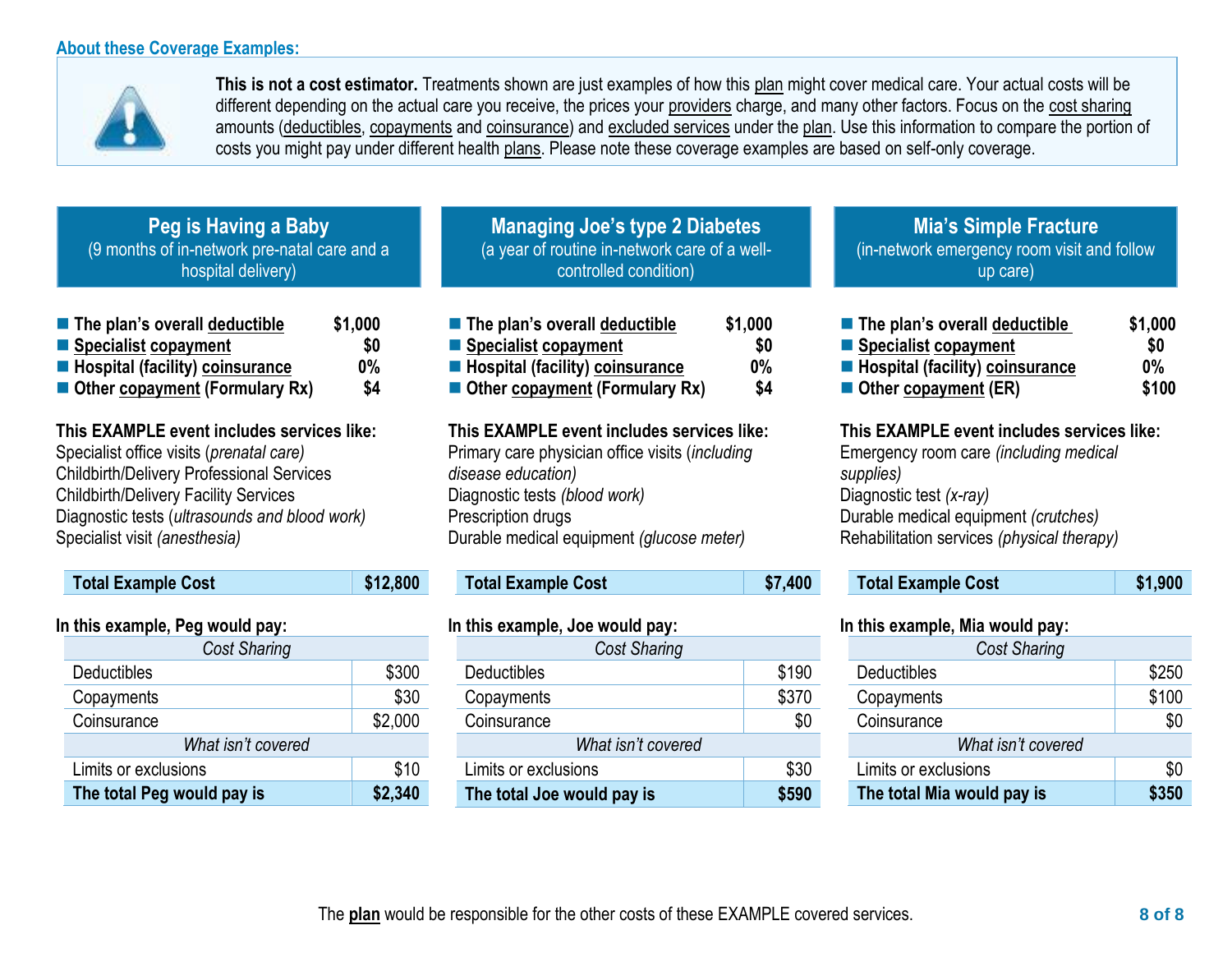## About these Coverage Examples:

**This is not a cost estimator.** Treatments shown are just examples of how this plan might cover medical care. Your actual costs will be different depending on the actual care you receive, the prices your providers charge, and many other factors. Focus on the cost sharing amounts (deductibles, copayments and coinsurance) and excluded services under the plan. Use this information to compare the portion of costs you might pay under different health plans. Please note these coverage examples are based on self-only coverage.

### Peg is Having a Baby

(9 months of in-network pre-natal care and a hospital delivery)

- **The plan's overall deductible** **$1,000**
- **Specialist copayment** **$0**
- **Hospital (facility) coinsurance** **0%**
- **Other copayment (Formulary Rx)** **$4**

**This EXAMPLE event includes services like:**

Specialist office visits (*prenatal care)*
Childbirth/Delivery Professional Services
Childbirth/Delivery Facility Services
Diagnostic tests (*ultrasounds and blood work)*
Specialist visit *(anesthesia)*

| **Total Example Cost** | **$12,800** |
|---|---|

**In this example, Peg would pay:**

| *Cost Sharing* | |
|---|---|
| Deductibles | $300 |
| Copayments | $30 |
| Coinsurance | $2,000 |
| *What isn't covered* | |
| Limits or exclusions | $10 |
| **The total Peg would pay is** | **$2,340** |

### Managing Joe's type 2 Diabetes

(a year of routine in-network care of a well-controlled condition)

- **The plan's overall deductible** **$1,000**
- **Specialist copayment** **$0**
- **Hospital (facility) coinsurance** **0%**
- **Other copayment (Formulary Rx)** **$4**

**This EXAMPLE event includes services like:**

Primary care physician office visits (*including disease education)*
Diagnostic tests *(blood work)*
Prescription drugs
Durable medical equipment *(glucose meter)*

| **Total Example Cost** | **$7,400** |
|---|---|

**In this example, Joe would pay:**

| *Cost Sharing* | |
|---|---|
| Deductibles | $190 |
| Copayments | $370 |
| Coinsurance | $0 |
| *What isn't covered* | |
| Limits or exclusions | $30 |
| **The total Joe would pay is** | **$590** |

### Mia's Simple Fracture

(in-network emergency room visit and follow up care)

- **The plan's overall deductible** **$1,000**
- **Specialist copayment** **$0**
- **Hospital (facility) coinsurance** **0%**
- **Other copayment (ER)** **$100**

**This EXAMPLE event includes services like:**

Emergency room care *(including medical supplies)*
Diagnostic test *(x-ray)*
Durable medical equipment *(crutches)*
Rehabilitation services *(physical therapy)*

| **Total Example Cost** | **$1,900** |
|---|---|

**In this example, Mia would pay:**

| *Cost Sharing* | |
|---|---|
| Deductibles | $250 |
| Copayments | $100 |
| Coinsurance | $0 |
| *What isn't covered* | |
| Limits or exclusions | $0 |
| **The total Mia would pay is** | **$350** |

The **plan** would be responsible for the other costs of these EXAMPLE covered services.